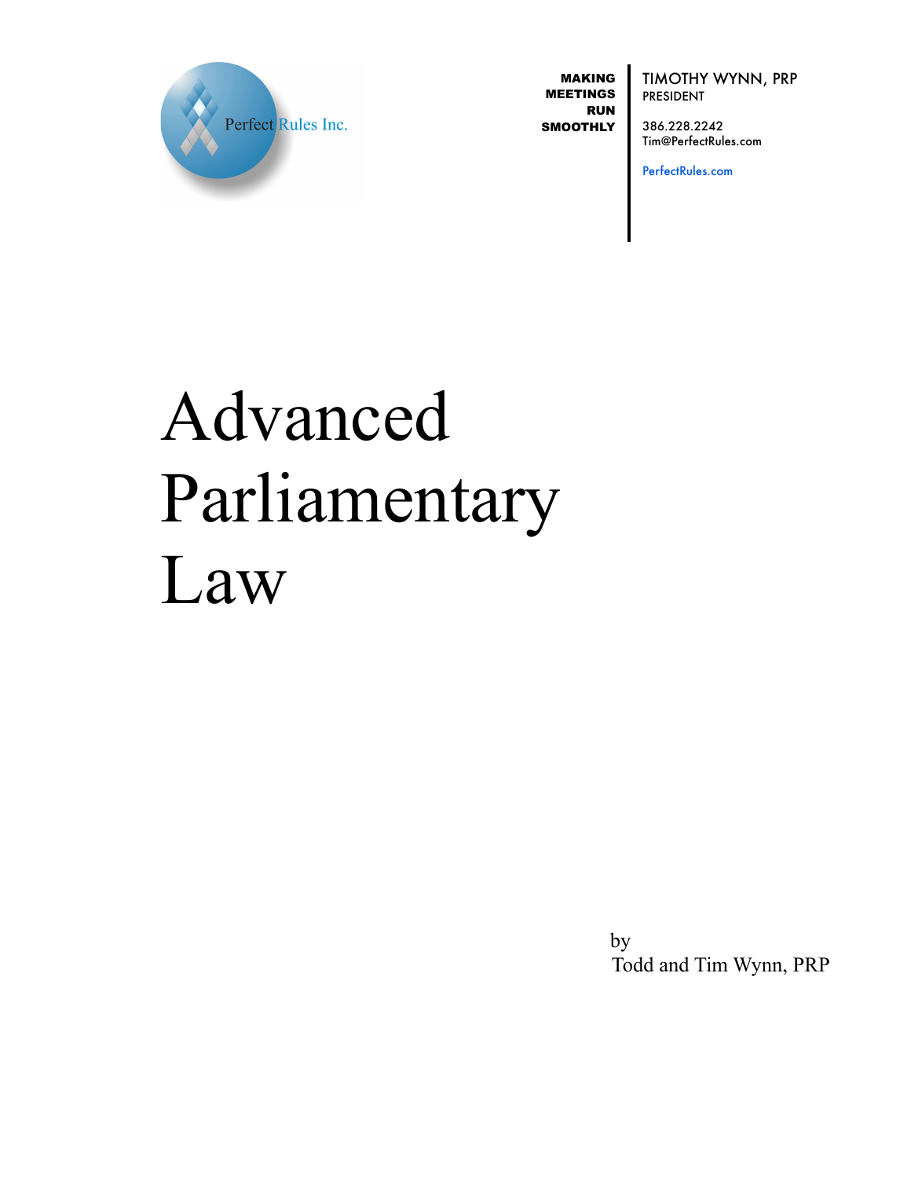Perfect Rules Inc.

**MAKING MEETINGS RUN SMOOTHLY**

TIMOTHY WYNN, PRP
PRESIDENT

386.228.2242
Tim@PerfectRules.com

PerfectRules.com

# Advanced Parliamentary Law

by
Todd and Tim Wynn, PRP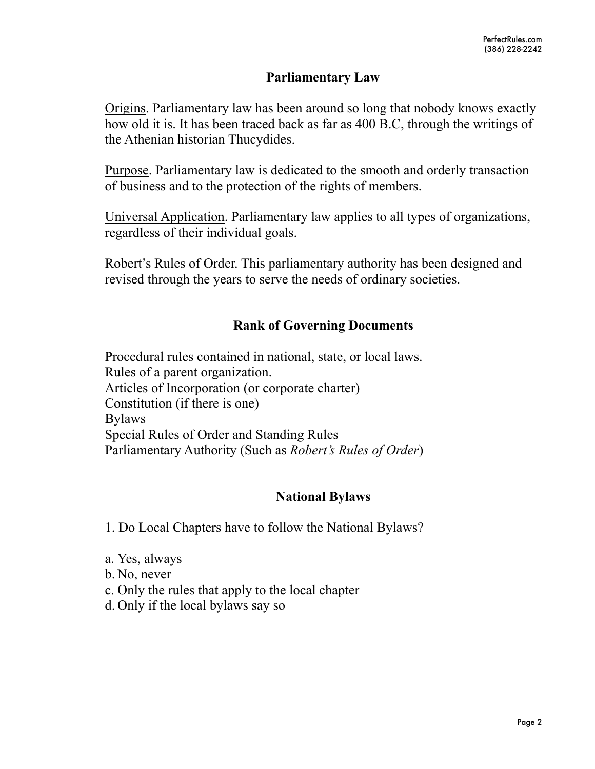## Parliamentary Law

Origins. Parliamentary law has been around so long that nobody knows exactly how old it is. It has been traced back as far as 400 B.C, through the writings of the Athenian historian Thucydides.

Purpose. Parliamentary law is dedicated to the smooth and orderly transaction of business and to the protection of the rights of members.

Universal Application. Parliamentary law applies to all types of organizations, regardless of their individual goals.

Robert's Rules of Order. This parliamentary authority has been designed and revised through the years to serve the needs of ordinary societies.

## Rank of Governing Documents

Procedural rules contained in national, state, or local laws.
Rules of a parent organization.
Articles of Incorporation (or corporate charter)
Constitution (if there is one)
Bylaws
Special Rules of Order and Standing Rules
Parliamentary Authority (Such as *Robert's Rules of Order*)

## National Bylaws

1. Do Local Chapters have to follow the National Bylaws?

a. Yes, always
b. No, never
c. Only the rules that apply to the local chapter
d. Only if the local bylaws say so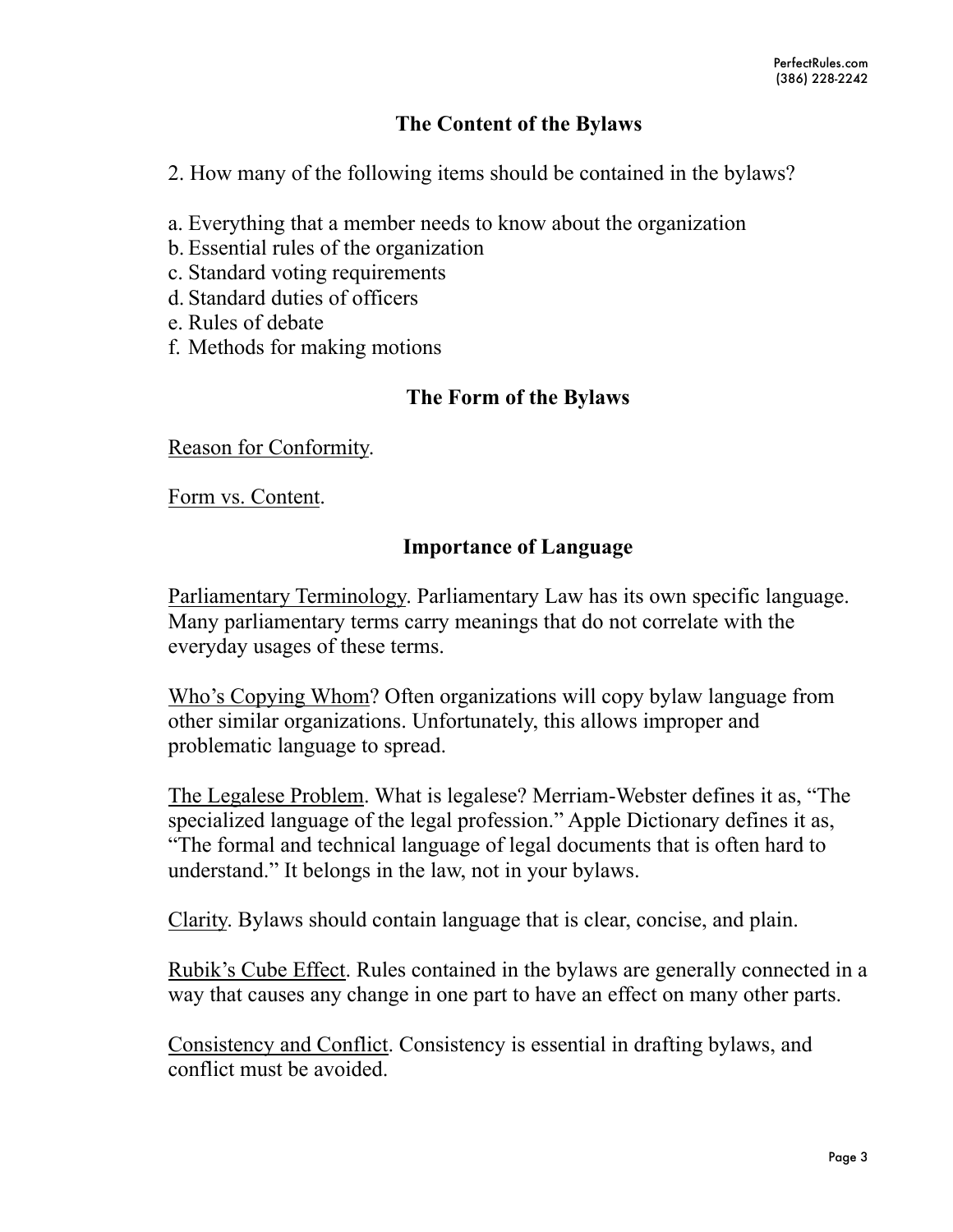## The Content of the Bylaws

2. How many of the following items should be contained in the bylaws?

a. Everything that a member needs to know about the organization
b. Essential rules of the organization
c. Standard voting requirements
d. Standard duties of officers
e. Rules of debate
f. Methods for making motions

## The Form of the Bylaws

Reason for Conformity.

Form vs. Content.

## Importance of Language

Parliamentary Terminology. Parliamentary Law has its own specific language. Many parliamentary terms carry meanings that do not correlate with the everyday usages of these terms.

Who's Copying Whom? Often organizations will copy bylaw language from other similar organizations. Unfortunately, this allows improper and problematic language to spread.

The Legalese Problem. What is legalese? Merriam-Webster defines it as, "The specialized language of the legal profession." Apple Dictionary defines it as, "The formal and technical language of legal documents that is often hard to understand." It belongs in the law, not in your bylaws.

Clarity. Bylaws should contain language that is clear, concise, and plain.

Rubik's Cube Effect. Rules contained in the bylaws are generally connected in a way that causes any change in one part to have an effect on many other parts.

Consistency and Conflict. Consistency is essential in drafting bylaws, and conflict must be avoided.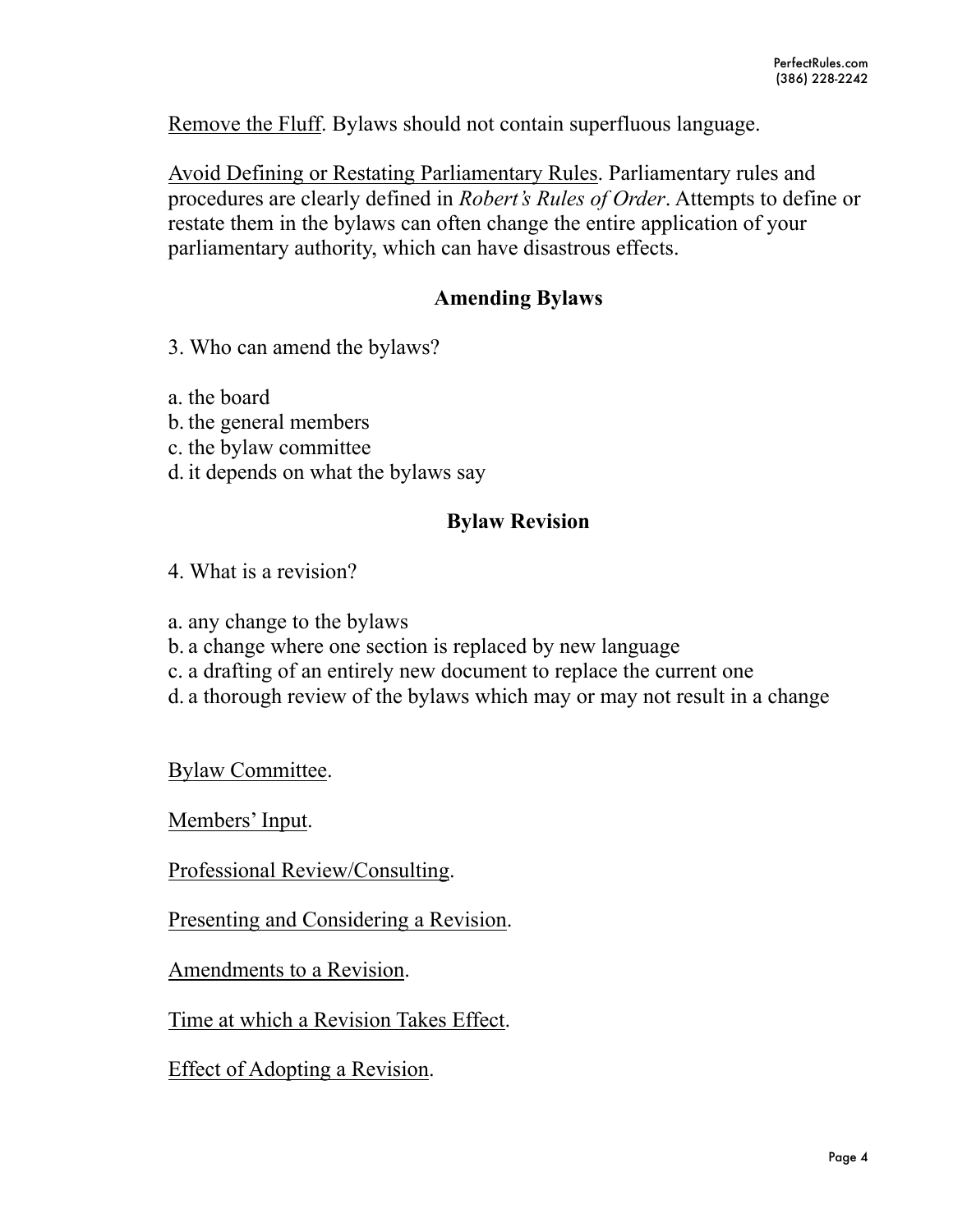Remove the Fluff. Bylaws should not contain superfluous language.

Avoid Defining or Restating Parliamentary Rules. Parliamentary rules and procedures are clearly defined in *Robert's Rules of Order*. Attempts to define or restate them in the bylaws can often change the entire application of your parliamentary authority, which can have disastrous effects.

## Amending Bylaws

3. Who can amend the bylaws?

a. the board
b. the general members
c. the bylaw committee
d. it depends on what the bylaws say

## Bylaw Revision

4. What is a revision?

a. any change to the bylaws
b. a change where one section is replaced by new language
c. a drafting of an entirely new document to replace the current one
d. a thorough review of the bylaws which may or may not result in a change

Bylaw Committee.

Members' Input.

Professional Review/Consulting.

Presenting and Considering a Revision.

Amendments to a Revision.

Time at which a Revision Takes Effect.

Effect of Adopting a Revision.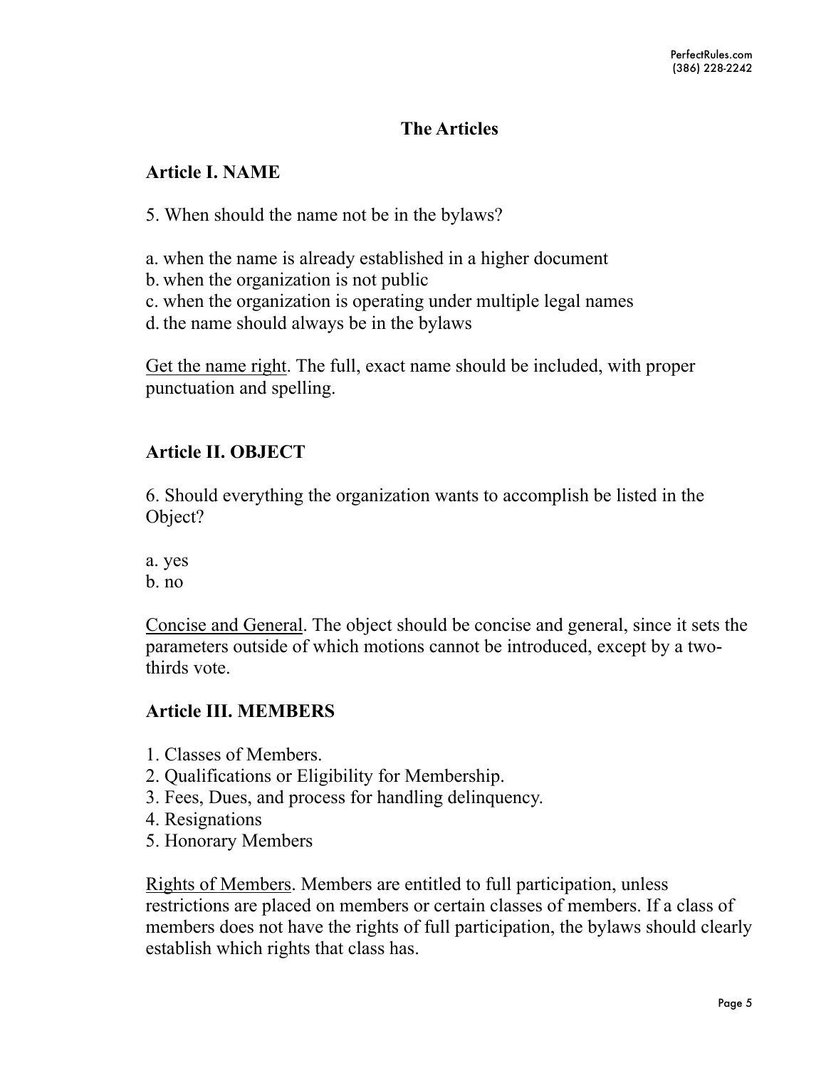## The Articles

### Article I. NAME

5. When should the name not be in the bylaws?

a. when the name is already established in a higher document
b. when the organization is not public
c. when the organization is operating under multiple legal names
d. the name should always be in the bylaws

<u>Get the name right</u>. The full, exact name should be included, with proper punctuation and spelling.

### Article II. OBJECT

6. Should everything the organization wants to accomplish be listed in the Object?

a. yes
b. no

<u>Concise and General</u>. The object should be concise and general, since it sets the parameters outside of which motions cannot be introduced, except by a two-thirds vote.

### Article III. MEMBERS

1. Classes of Members.
2. Qualifications or Eligibility for Membership.
3. Fees, Dues, and process for handling delinquency.
4. Resignations
5. Honorary Members

<u>Rights of Members</u>. Members are entitled to full participation, unless restrictions are placed on members or certain classes of members. If a class of members does not have the rights of full participation, the bylaws should clearly establish which rights that class has.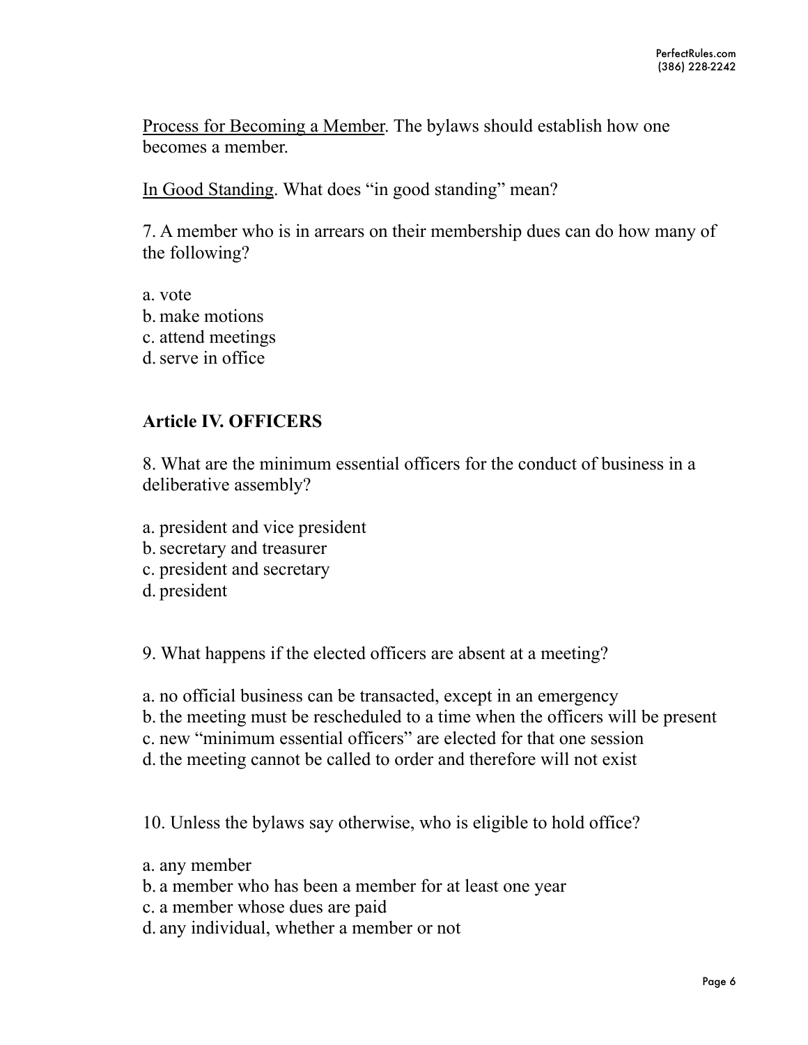Process for Becoming a Member. The bylaws should establish how one becomes a member.

In Good Standing. What does "in good standing" mean?

7. A member who is in arrears on their membership dues can do how many of the following?

a. vote
b. make motions
c. attend meetings
d. serve in office

## Article IV. OFFICERS

8. What are the minimum essential officers for the conduct of business in a deliberative assembly?

a. president and vice president
b. secretary and treasurer
c. president and secretary
d. president

9. What happens if the elected officers are absent at a meeting?

a. no official business can be transacted, except in an emergency
b. the meeting must be rescheduled to a time when the officers will be present
c. new "minimum essential officers" are elected for that one session
d. the meeting cannot be called to order and therefore will not exist

10. Unless the bylaws say otherwise, who is eligible to hold office?

a. any member
b. a member who has been a member for at least one year
c. a member whose dues are paid
d. any individual, whether a member or not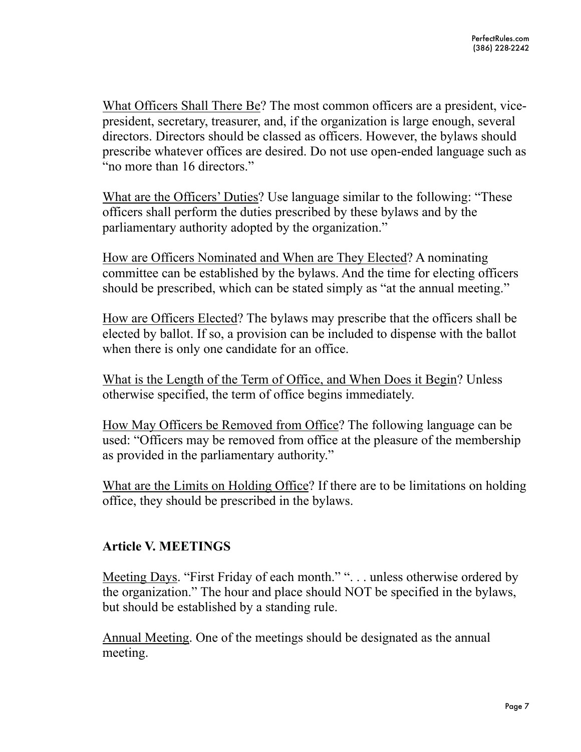<u>What Officers Shall There Be</u>? The most common officers are a president, vice-president, secretary, treasurer, and, if the organization is large enough, several directors. Directors should be classed as officers. However, the bylaws should prescribe whatever offices are desired. Do not use open-ended language such as "no more than 16 directors."

<u>What are the Officers' Duties</u>? Use language similar to the following: "These officers shall perform the duties prescribed by these bylaws and by the parliamentary authority adopted by the organization."

<u>How are Officers Nominated and When are They Elected</u>? A nominating committee can be established by the bylaws. And the time for electing officers should be prescribed, which can be stated simply as "at the annual meeting."

<u>How are Officers Elected</u>? The bylaws may prescribe that the officers shall be elected by ballot. If so, a provision can be included to dispense with the ballot when there is only one candidate for an office.

<u>What is the Length of the Term of Office, and When Does it Begin</u>? Unless otherwise specified, the term of office begins immediately.

<u>How May Officers be Removed from Office</u>? The following language can be used: "Officers may be removed from office at the pleasure of the membership as provided in the parliamentary authority."

<u>What are the Limits on Holding Office</u>? If there are to be limitations on holding office, they should be prescribed in the bylaws.

## Article V. MEETINGS

<u>Meeting Days</u>. "First Friday of each month." ". . . unless otherwise ordered by the organization." The hour and place should NOT be specified in the bylaws, but should be established by a standing rule.

<u>Annual Meeting</u>. One of the meetings should be designated as the annual meeting.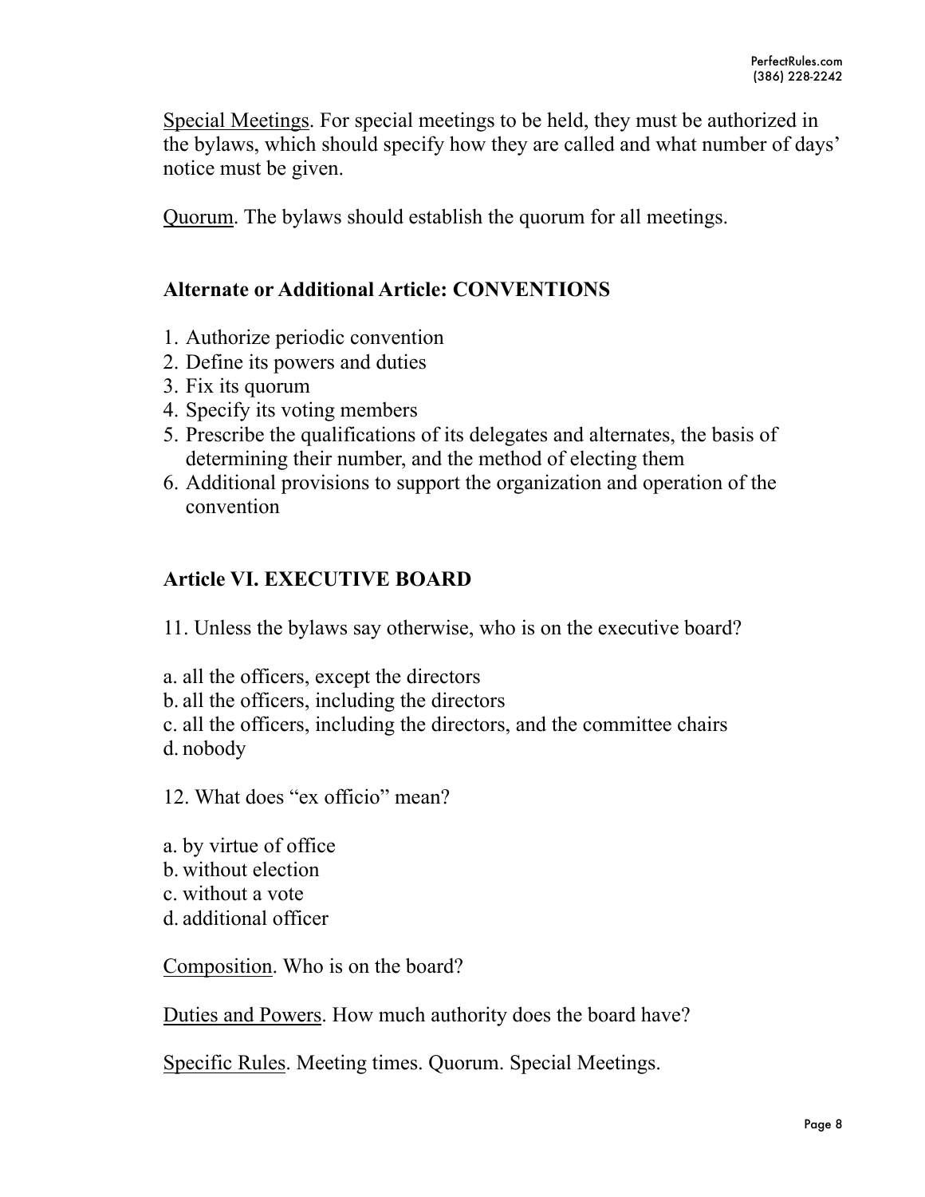<u>Special Meetings</u>. For special meetings to be held, they must be authorized in the bylaws, which should specify how they are called and what number of days' notice must be given.

<u>Quorum</u>. The bylaws should establish the quorum for all meetings.

### Alternate or Additional Article: CONVENTIONS

1. Authorize periodic convention
2. Define its powers and duties
3. Fix its quorum
4. Specify its voting members
5. Prescribe the qualifications of its delegates and alternates, the basis of determining their number, and the method of electing them
6. Additional provisions to support the organization and operation of the convention

### Article VI. EXECUTIVE BOARD

11. Unless the bylaws say otherwise, who is on the executive board?

a. all the officers, except the directors
b. all the officers, including the directors
c. all the officers, including the directors, and the committee chairs
d. nobody

12. What does "ex officio" mean?

a. by virtue of office
b. without election
c. without a vote
d. additional officer

<u>Composition</u>. Who is on the board?

<u>Duties and Powers</u>. How much authority does the board have?

<u>Specific Rules</u>. Meeting times. Quorum. Special Meetings.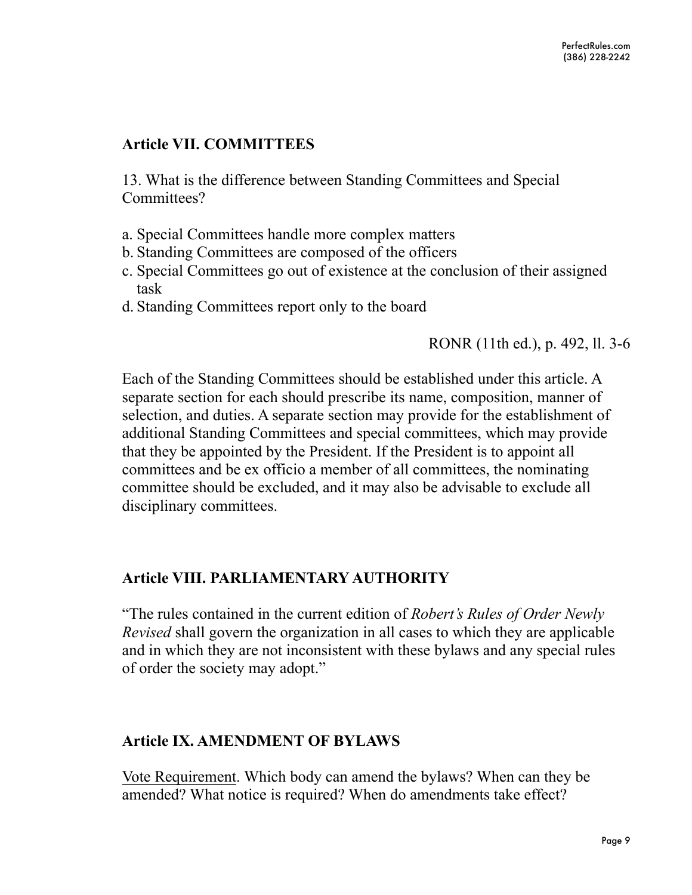## Article VII. COMMITTEES

13. What is the difference between Standing Committees and Special Committees?

a. Special Committees handle more complex matters
b. Standing Committees are composed of the officers
c. Special Committees go out of existence at the conclusion of their assigned task
d. Standing Committees report only to the board

RONR (11th ed.), p. 492, ll. 3-6

Each of the Standing Committees should be established under this article. A separate section for each should prescribe its name, composition, manner of selection, and duties. A separate section may provide for the establishment of additional Standing Committees and special committees, which may provide that they be appointed by the President. If the President is to appoint all committees and be ex officio a member of all committees, the nominating committee should be excluded, and it may also be advisable to exclude all disciplinary committees.

## Article VIII. PARLIAMENTARY AUTHORITY

"The rules contained in the current edition of *Robert's Rules of Order Newly Revised* shall govern the organization in all cases to which they are applicable and in which they are not inconsistent with these bylaws and any special rules of order the society may adopt."

## Article IX. AMENDMENT OF BYLAWS

<u>Vote Requirement</u>. Which body can amend the bylaws? When can they be amended? What notice is required? When do amendments take effect?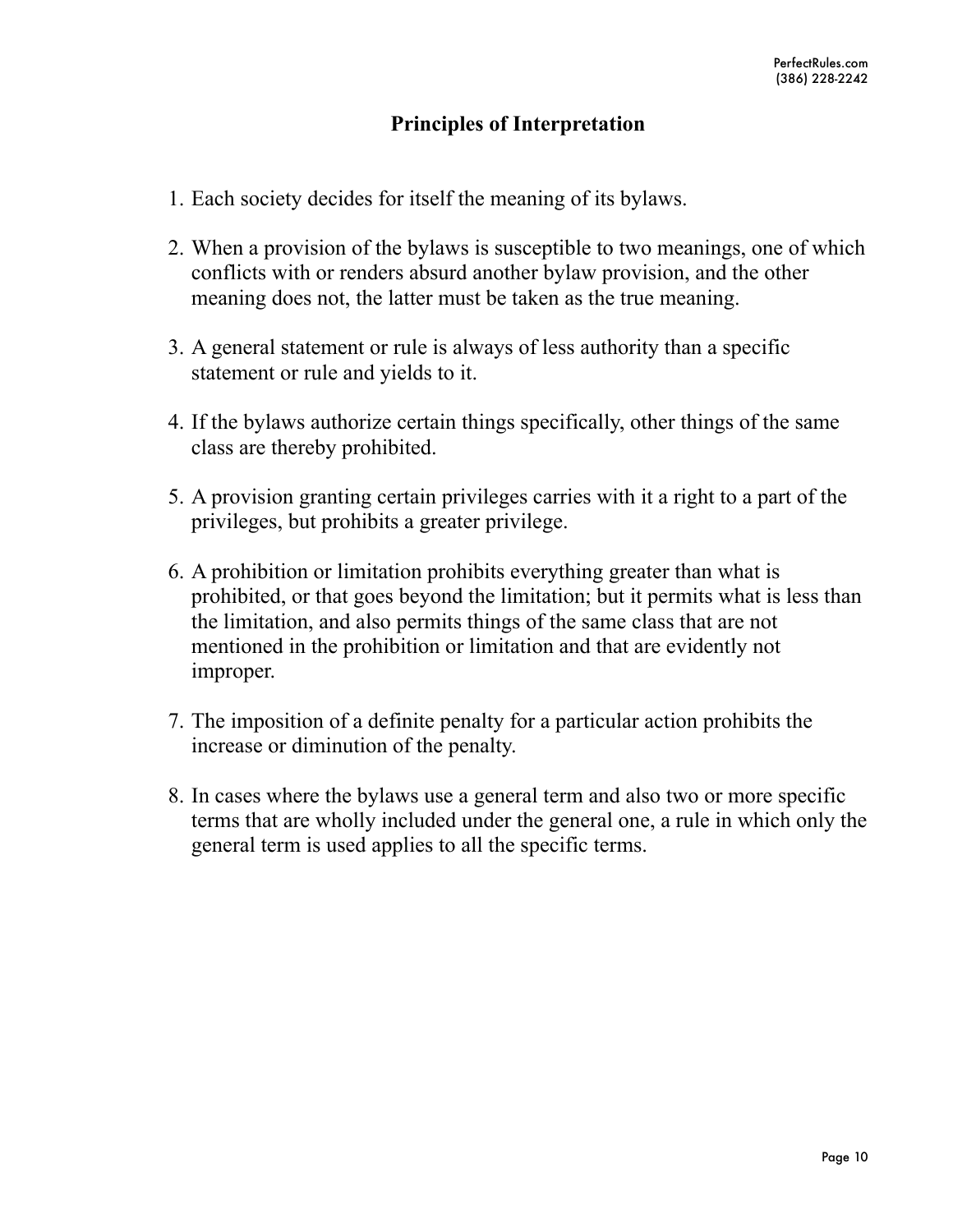## Principles of Interpretation

1. Each society decides for itself the meaning of its bylaws.
2. When a provision of the bylaws is susceptible to two meanings, one of which conflicts with or renders absurd another bylaw provision, and the other meaning does not, the latter must be taken as the true meaning.
3. A general statement or rule is always of less authority than a specific statement or rule and yields to it.
4. If the bylaws authorize certain things specifically, other things of the same class are thereby prohibited.
5. A provision granting certain privileges carries with it a right to a part of the privileges, but prohibits a greater privilege.
6. A prohibition or limitation prohibits everything greater than what is prohibited, or that goes beyond the limitation; but it permits what is less than the limitation, and also permits things of the same class that are not mentioned in the prohibition or limitation and that are evidently not improper.
7. The imposition of a definite penalty for a particular action prohibits the increase or diminution of the penalty.
8. In cases where the bylaws use a general term and also two or more specific terms that are wholly included under the general one, a rule in which only the general term is used applies to all the specific terms.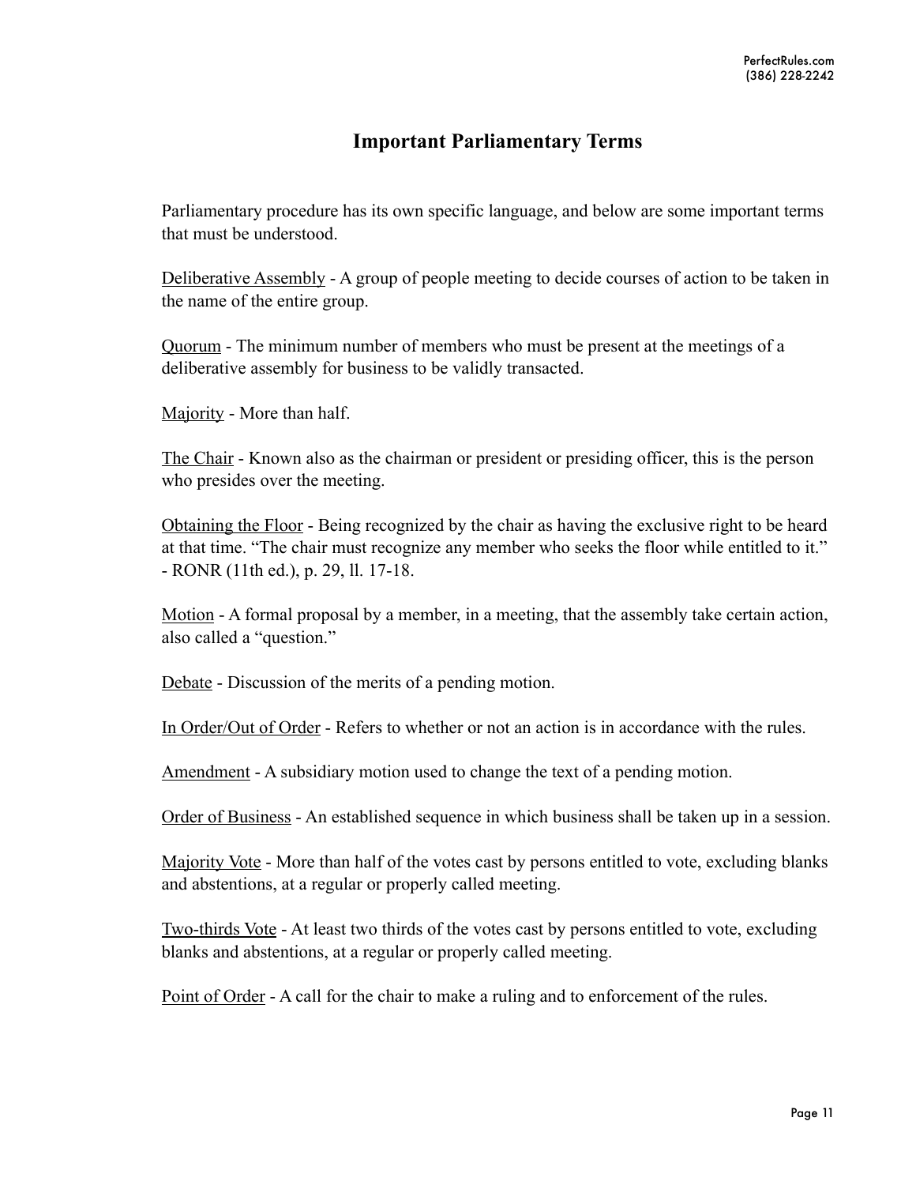## Important Parliamentary Terms

Parliamentary procedure has its own specific language, and below are some important terms that must be understood.

Deliberative Assembly - A group of people meeting to decide courses of action to be taken in the name of the entire group.

Quorum - The minimum number of members who must be present at the meetings of a deliberative assembly for business to be validly transacted.

Majority - More than half.

The Chair - Known also as the chairman or president or presiding officer, this is the person who presides over the meeting.

Obtaining the Floor - Being recognized by the chair as having the exclusive right to be heard at that time. "The chair must recognize any member who seeks the floor while entitled to it." - RONR (11th ed.), p. 29, ll. 17-18.

Motion - A formal proposal by a member, in a meeting, that the assembly take certain action, also called a "question."

Debate - Discussion of the merits of a pending motion.

In Order/Out of Order - Refers to whether or not an action is in accordance with the rules.

Amendment - A subsidiary motion used to change the text of a pending motion.

Order of Business - An established sequence in which business shall be taken up in a session.

Majority Vote - More than half of the votes cast by persons entitled to vote, excluding blanks and abstentions, at a regular or properly called meeting.

Two-thirds Vote - At least two thirds of the votes cast by persons entitled to vote, excluding blanks and abstentions, at a regular or properly called meeting.

Point of Order - A call for the chair to make a ruling and to enforcement of the rules.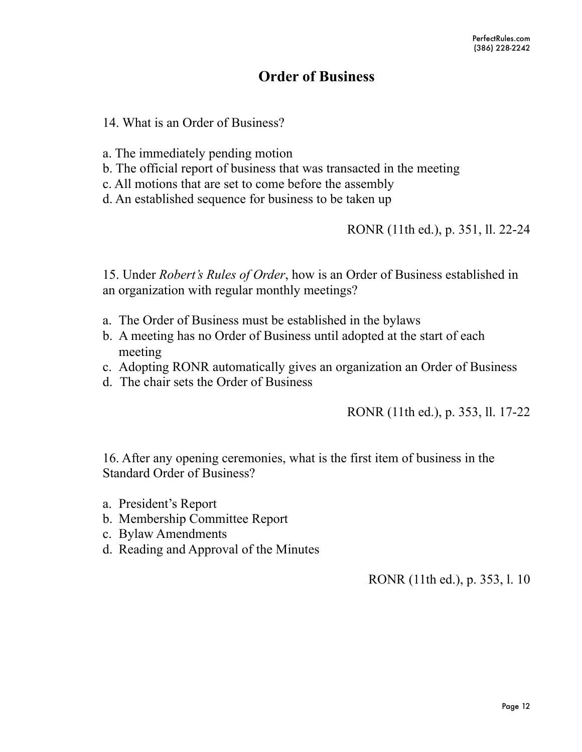# Order of Business

14. What is an Order of Business?

a. The immediately pending motion
b. The official report of business that was transacted in the meeting
c. All motions that are set to come before the assembly
d. An established sequence for business to be taken up

RONR (11th ed.), p. 351, ll. 22-24

15. Under *Robert's Rules of Order*, how is an Order of Business established in an organization with regular monthly meetings?

a. The Order of Business must be established in the bylaws
b. A meeting has no Order of Business until adopted at the start of each meeting
c. Adopting RONR automatically gives an organization an Order of Business
d. The chair sets the Order of Business

RONR (11th ed.), p. 353, ll. 17-22

16. After any opening ceremonies, what is the first item of business in the Standard Order of Business?

a. President's Report
b. Membership Committee Report
c. Bylaw Amendments
d. Reading and Approval of the Minutes

RONR (11th ed.), p. 353, l. 10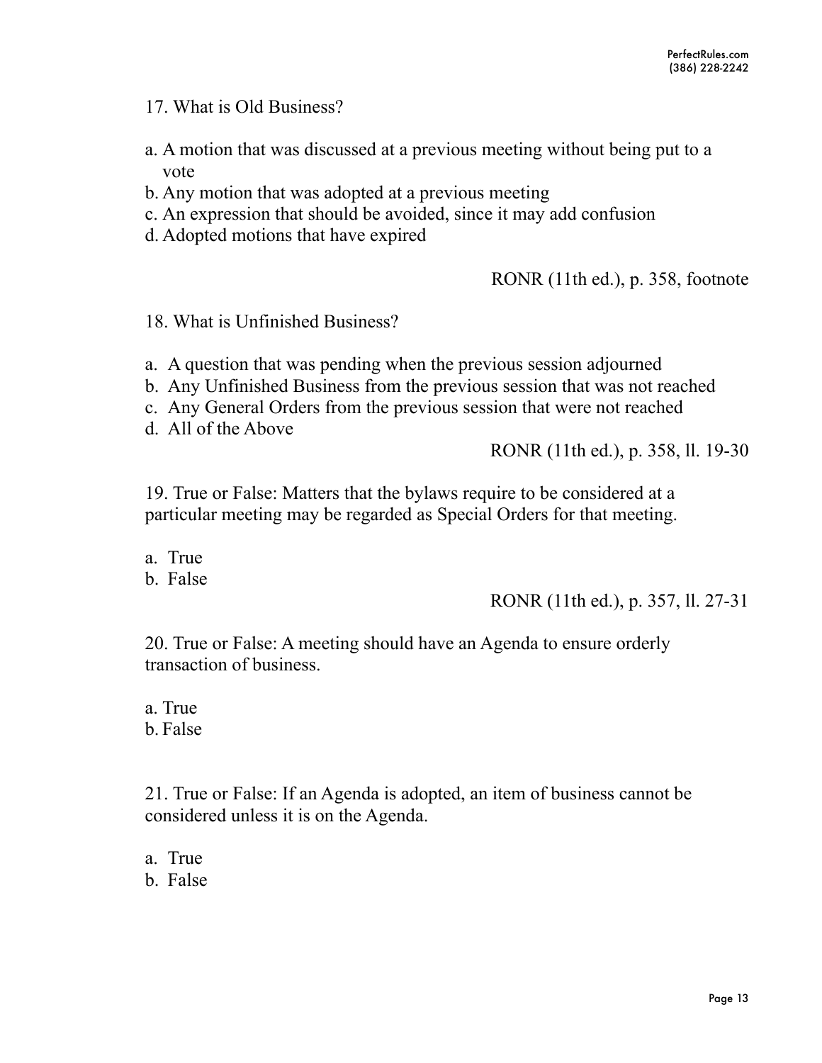17. What is Old Business?

a. A motion that was discussed at a previous meeting without being put to a vote
b. Any motion that was adopted at a previous meeting
c. An expression that should be avoided, since it may add confusion
d. Adopted motions that have expired

RONR (11th ed.), p. 358, footnote

18. What is Unfinished Business?

a. A question that was pending when the previous session adjourned
b. Any Unfinished Business from the previous session that was not reached
c. Any General Orders from the previous session that were not reached
d. All of the Above

RONR (11th ed.), p. 358, ll. 19-30

19. True or False: Matters that the bylaws require to be considered at a particular meeting may be regarded as Special Orders for that meeting.

a. True
b. False

RONR (11th ed.), p. 357, ll. 27-31

20. True or False: A meeting should have an Agenda to ensure orderly transaction of business.

a. True
b. False

21. True or False: If an Agenda is adopted, an item of business cannot be considered unless it is on the Agenda.

a. True
b. False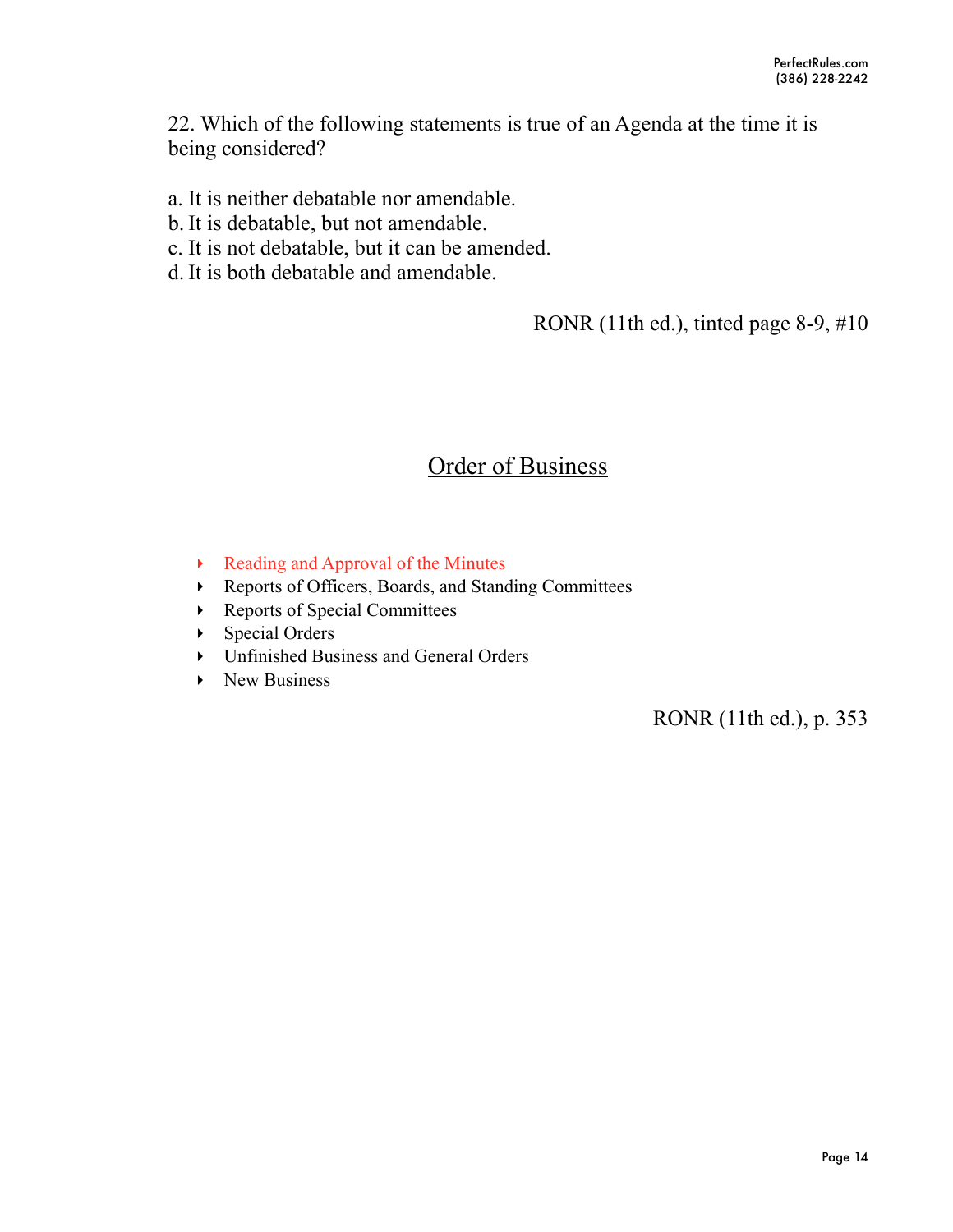22. Which of the following statements is true of an Agenda at the time it is being considered?

a. It is neither debatable nor amendable.
b. It is debatable, but not amendable.
c. It is not debatable, but it can be amended.
d. It is both debatable and amendable.

RONR (11th ed.), tinted page 8-9, #10

## Order of Business

- Reading and Approval of the Minutes
- Reports of Officers, Boards, and Standing Committees
- Reports of Special Committees
- Special Orders
- Unfinished Business and General Orders
- New Business

RONR (11th ed.), p. 353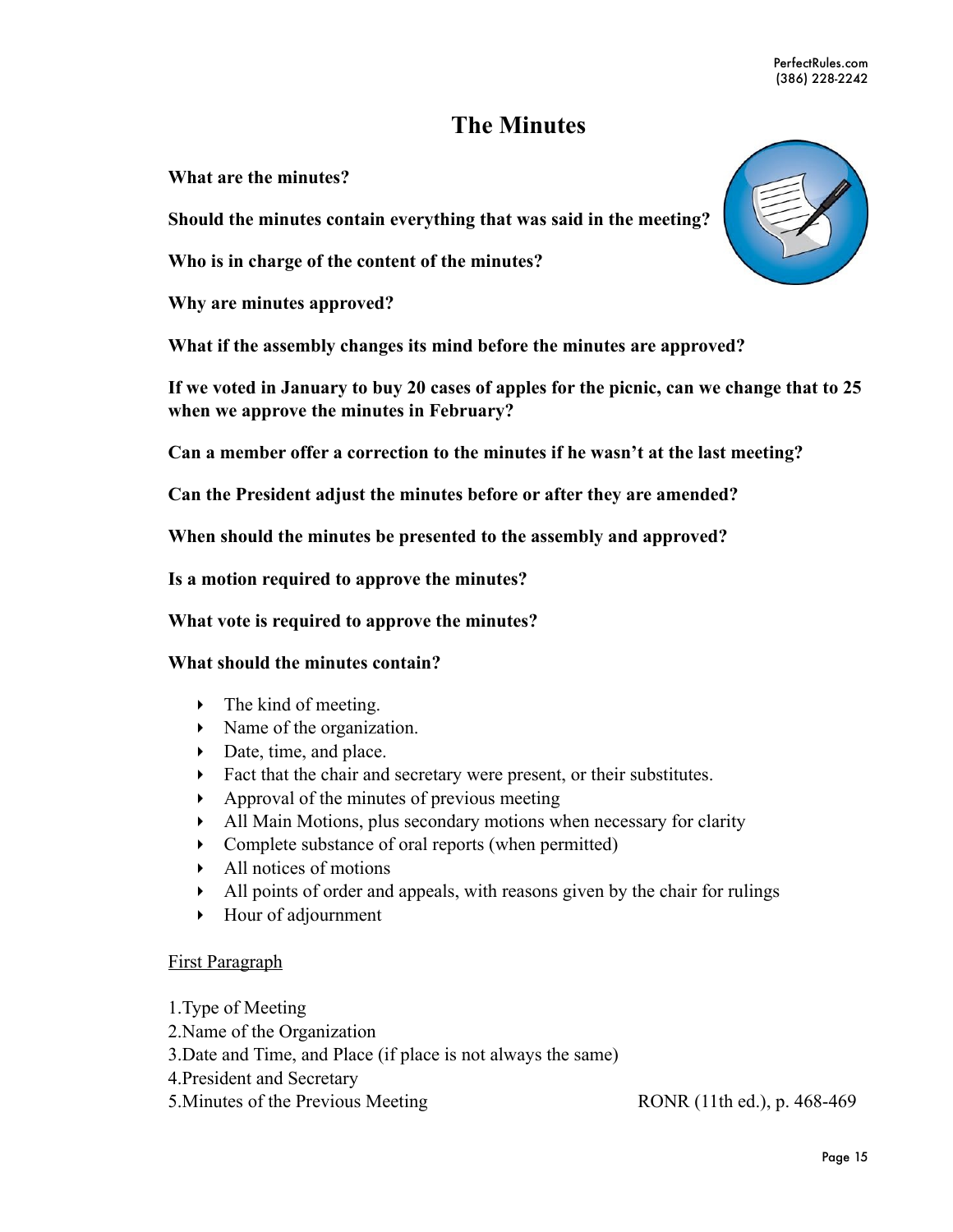# The Minutes

**What are the minutes?**

**Should the minutes contain everything that was said in the meeting?**

**Who is in charge of the content of the minutes?**

**Why are minutes approved?**

**What if the assembly changes its mind before the minutes are approved?**

**If we voted in January to buy 20 cases of apples for the picnic, can we change that to 25 when we approve the minutes in February?**

**Can a member offer a correction to the minutes if he wasn't at the last meeting?**

**Can the President adjust the minutes before or after they are amended?**

**When should the minutes be presented to the assembly and approved?**

**Is a motion required to approve the minutes?**

**What vote is required to approve the minutes?**

**What should the minutes contain?**

- The kind of meeting.
- Name of the organization.
- Date, time, and place.
- Fact that the chair and secretary were present, or their substitutes.
- Approval of the minutes of previous meeting
- All Main Motions, plus secondary motions when necessary for clarity
- Complete substance of oral reports (when permitted)
- All notices of motions
- All points of order and appeals, with reasons given by the chair for rulings
- Hour of adjournment

<u>First Paragraph</u>

1. Type of Meeting
2. Name of the Organization
3. Date and Time, and Place (if place is not always the same)
4. President and Secretary
5. Minutes of the Previous Meeting

RONR (11th ed.), p. 468-469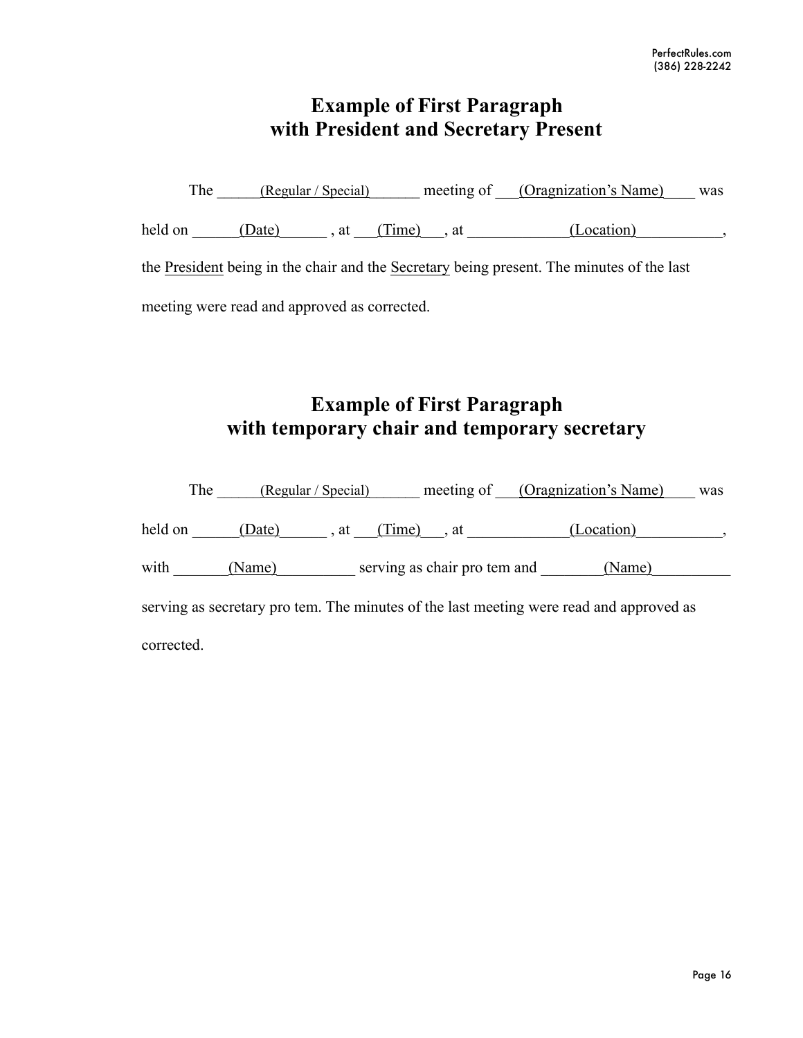## Example of First Paragraph with President and Secretary Present

The ______(Regular / Special)_______ meeting of ___(Oragnization's Name)____ was held on ______(Date)______ , at ___(Time)___, at _____________(Location)___________, the President being in the chair and the Secretary being present. The minutes of the last meeting were read and approved as corrected.

## Example of First Paragraph with temporary chair and temporary secretary

The ______(Regular / Special)_______ meeting of ___(Oragnization's Name)____ was held on ______(Date)______ , at ___(Time)___, at _____________(Location)___________, with _______(Name)__________ serving as chair pro tem and ________(Name)__________ serving as secretary pro tem. The minutes of the last meeting were read and approved as corrected.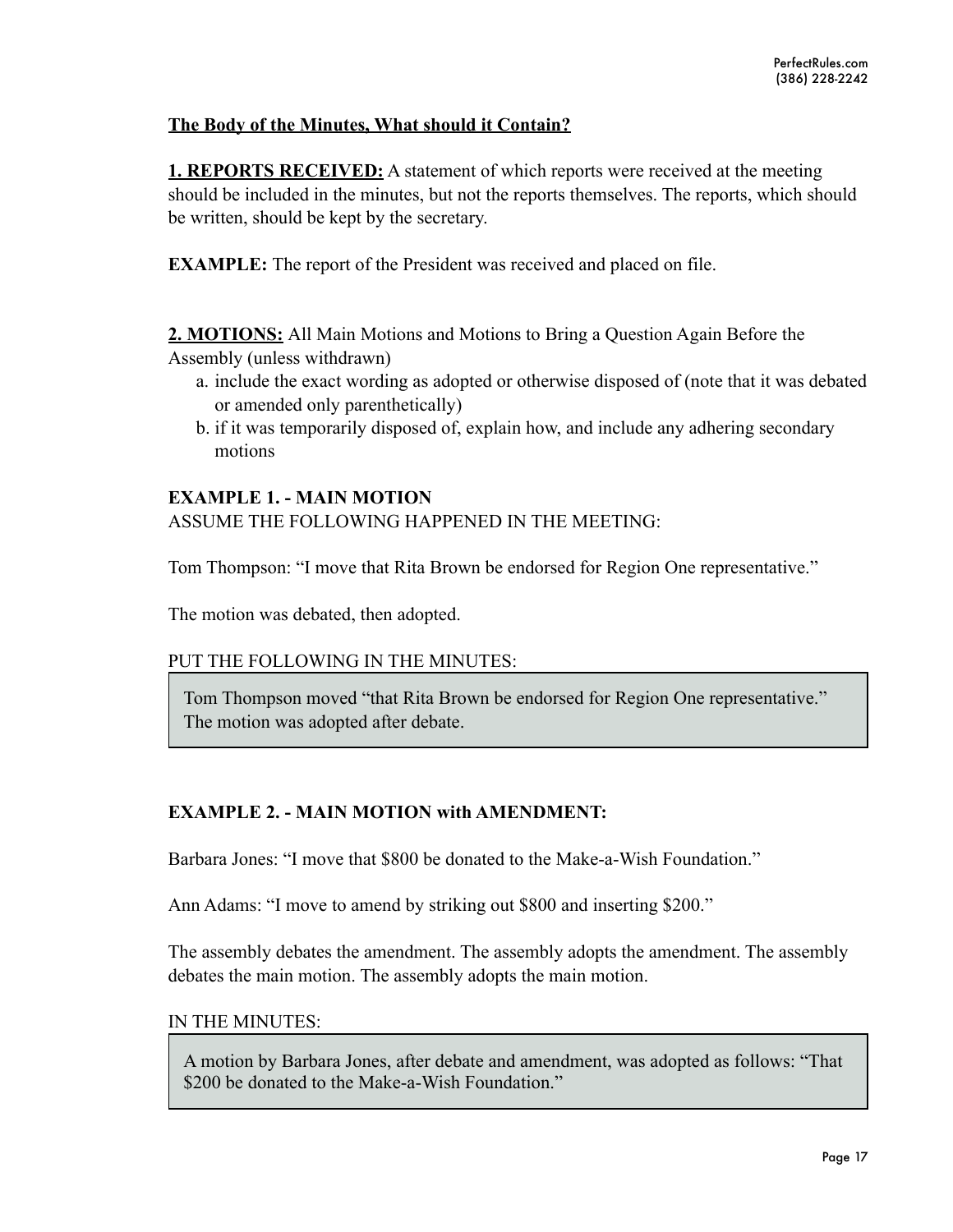**The Body of the Minutes, What should it Contain?**

**1. REPORTS RECEIVED:** A statement of which reports were received at the meeting should be included in the minutes, but not the reports themselves. The reports, which should be written, should be kept by the secretary.

**EXAMPLE:** The report of the President was received and placed on file.

**2. MOTIONS:** All Main Motions and Motions to Bring a Question Again Before the Assembly (unless withdrawn)

a. include the exact wording as adopted or otherwise disposed of (note that it was debated or amended only parenthetically)
b. if it was temporarily disposed of, explain how, and include any adhering secondary motions

**EXAMPLE 1. - MAIN MOTION**

ASSUME THE FOLLOWING HAPPENED IN THE MEETING:

Tom Thompson: "I move that Rita Brown be endorsed for Region One representative."

The motion was debated, then adopted.

PUT THE FOLLOWING IN THE MINUTES:

> Tom Thompson moved "that Rita Brown be endorsed for Region One representative." The motion was adopted after debate.

**EXAMPLE 2. - MAIN MOTION with AMENDMENT:**

Barbara Jones: "I move that $800 be donated to the Make-a-Wish Foundation."

Ann Adams: "I move to amend by striking out $800 and inserting $200."

The assembly debates the amendment. The assembly adopts the amendment. The assembly debates the main motion. The assembly adopts the main motion.

IN THE MINUTES:

> A motion by Barbara Jones, after debate and amendment, was adopted as follows: "That $200 be donated to the Make-a-Wish Foundation."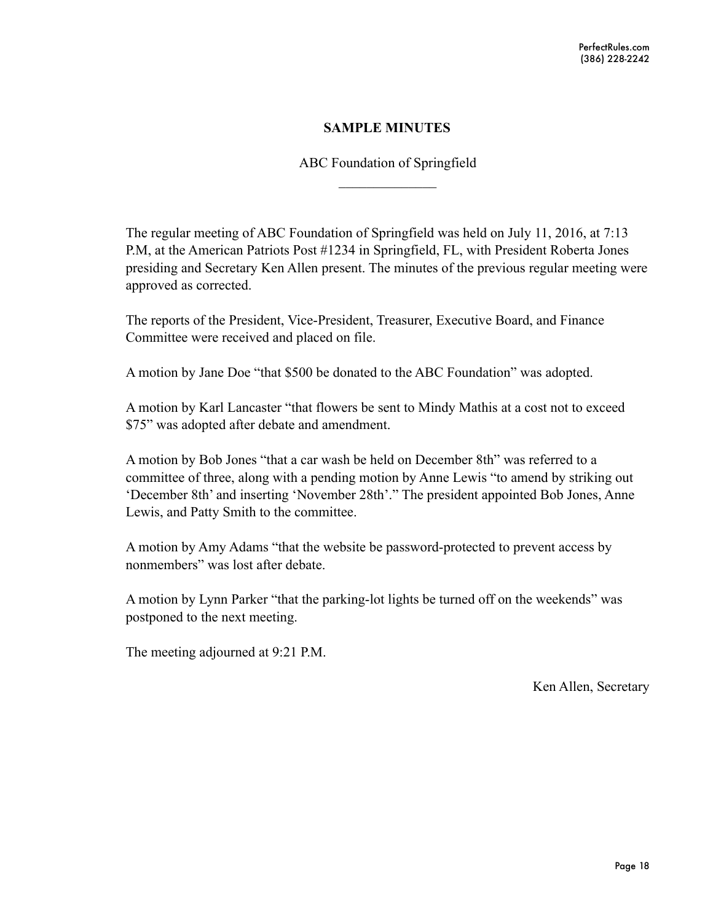# SAMPLE MINUTES

ABC Foundation of Springfield

______________

The regular meeting of ABC Foundation of Springfield was held on July 11, 2016, at 7:13 P.M, at the American Patriots Post #1234 in Springfield, FL, with President Roberta Jones presiding and Secretary Ken Allen present. The minutes of the previous regular meeting were approved as corrected.

The reports of the President, Vice-President, Treasurer, Executive Board, and Finance Committee were received and placed on file.

A motion by Jane Doe "that $500 be donated to the ABC Foundation" was adopted.

A motion by Karl Lancaster "that flowers be sent to Mindy Mathis at a cost not to exceed $75" was adopted after debate and amendment.

A motion by Bob Jones "that a car wash be held on December 8th" was referred to a committee of three, along with a pending motion by Anne Lewis "to amend by striking out 'December 8th' and inserting 'November 28th'." The president appointed Bob Jones, Anne Lewis, and Patty Smith to the committee.

A motion by Amy Adams "that the website be password-protected to prevent access by nonmembers" was lost after debate.

A motion by Lynn Parker "that the parking-lot lights be turned off on the weekends" was postponed to the next meeting.

The meeting adjourned at 9:21 P.M.

Ken Allen, Secretary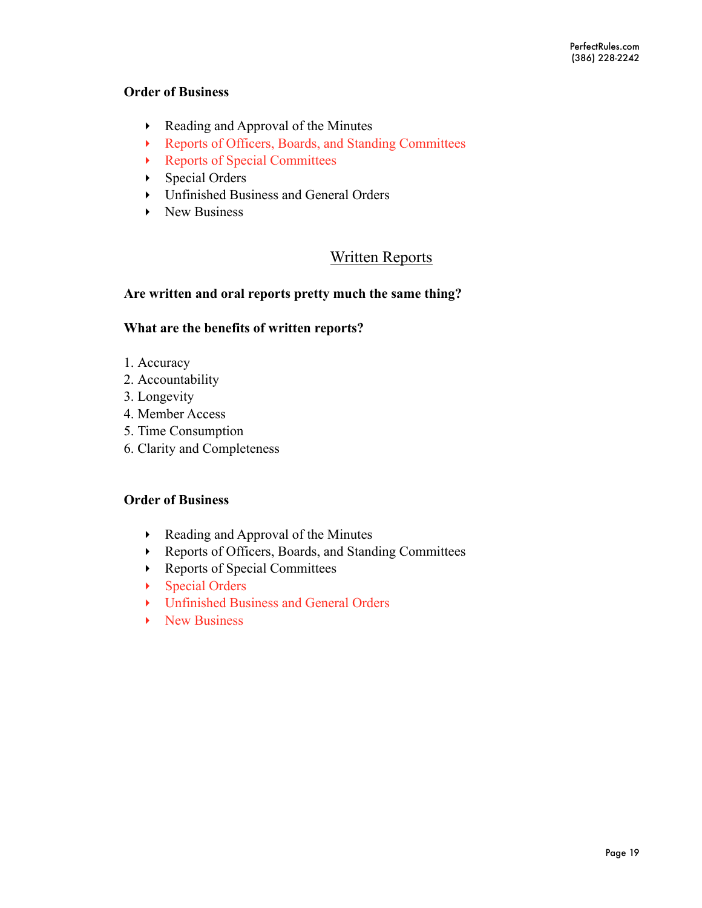**Order of Business**

- Reading and Approval of the Minutes
- Reports of Officers, Boards, and Standing Committees
- Reports of Special Committees
- Special Orders
- Unfinished Business and General Orders
- New Business

## Written Reports

**Are written and oral reports pretty much the same thing?**

**What are the benefits of written reports?**

1. Accuracy
2. Accountability
3. Longevity
4. Member Access
5. Time Consumption
6. Clarity and Completeness

**Order of Business**

- Reading and Approval of the Minutes
- Reports of Officers, Boards, and Standing Committees
- Reports of Special Committees
- Special Orders
- Unfinished Business and General Orders
- New Business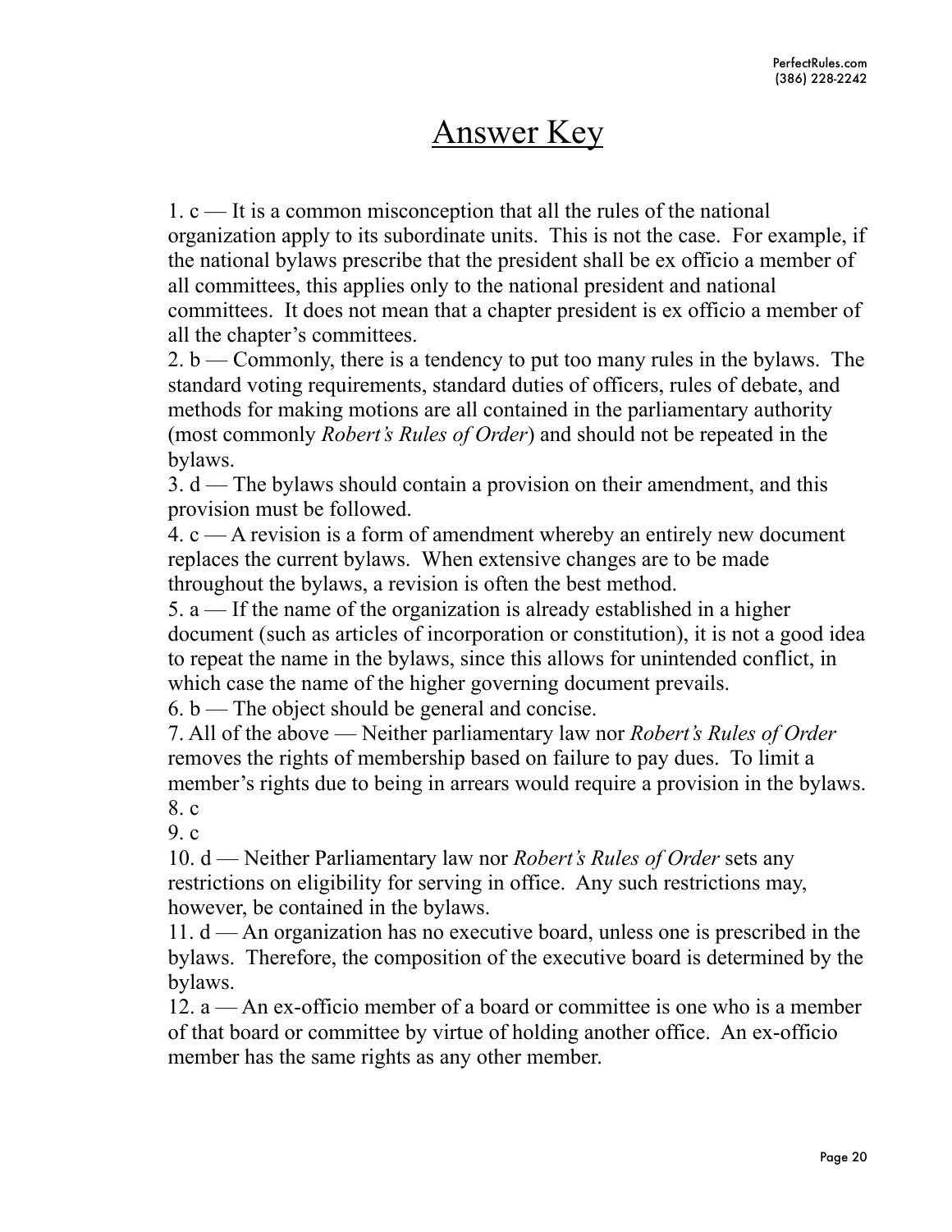# Answer Key

1. c — It is a common misconception that all the rules of the national organization apply to its subordinate units. This is not the case. For example, if the national bylaws prescribe that the president shall be ex officio a member of all committees, this applies only to the national president and national committees. It does not mean that a chapter president is ex officio a member of all the chapter's committees.

2. b — Commonly, there is a tendency to put too many rules in the bylaws. The standard voting requirements, standard duties of officers, rules of debate, and methods for making motions are all contained in the parliamentary authority (most commonly *Robert's Rules of Order*) and should not be repeated in the bylaws.

3. d — The bylaws should contain a provision on their amendment, and this provision must be followed.

4. c — A revision is a form of amendment whereby an entirely new document replaces the current bylaws. When extensive changes are to be made throughout the bylaws, a revision is often the best method.

5. a — If the name of the organization is already established in a higher document (such as articles of incorporation or constitution), it is not a good idea to repeat the name in the bylaws, since this allows for unintended conflict, in which case the name of the higher governing document prevails.

6. b — The object should be general and concise.

7. All of the above — Neither parliamentary law nor *Robert's Rules of Order* removes the rights of membership based on failure to pay dues. To limit a member's rights due to being in arrears would require a provision in the bylaws.

8. c

9. c

10. d — Neither Parliamentary law nor *Robert's Rules of Order* sets any restrictions on eligibility for serving in office. Any such restrictions may, however, be contained in the bylaws.

11. d — An organization has no executive board, unless one is prescribed in the bylaws. Therefore, the composition of the executive board is determined by the bylaws.

12. a — An ex-officio member of a board or committee is one who is a member of that board or committee by virtue of holding another office. An ex-officio member has the same rights as any other member.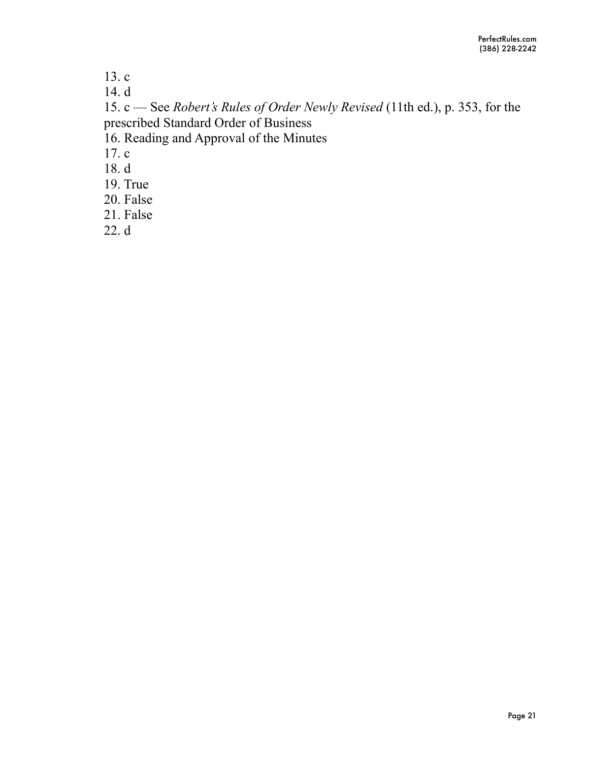13. c
14. d
15. c — See *Robert's Rules of Order Newly Revised* (11th ed.), p. 353, for the prescribed Standard Order of Business
16. Reading and Approval of the Minutes
17. c
18. d
19. True
20. False
21. False
22. d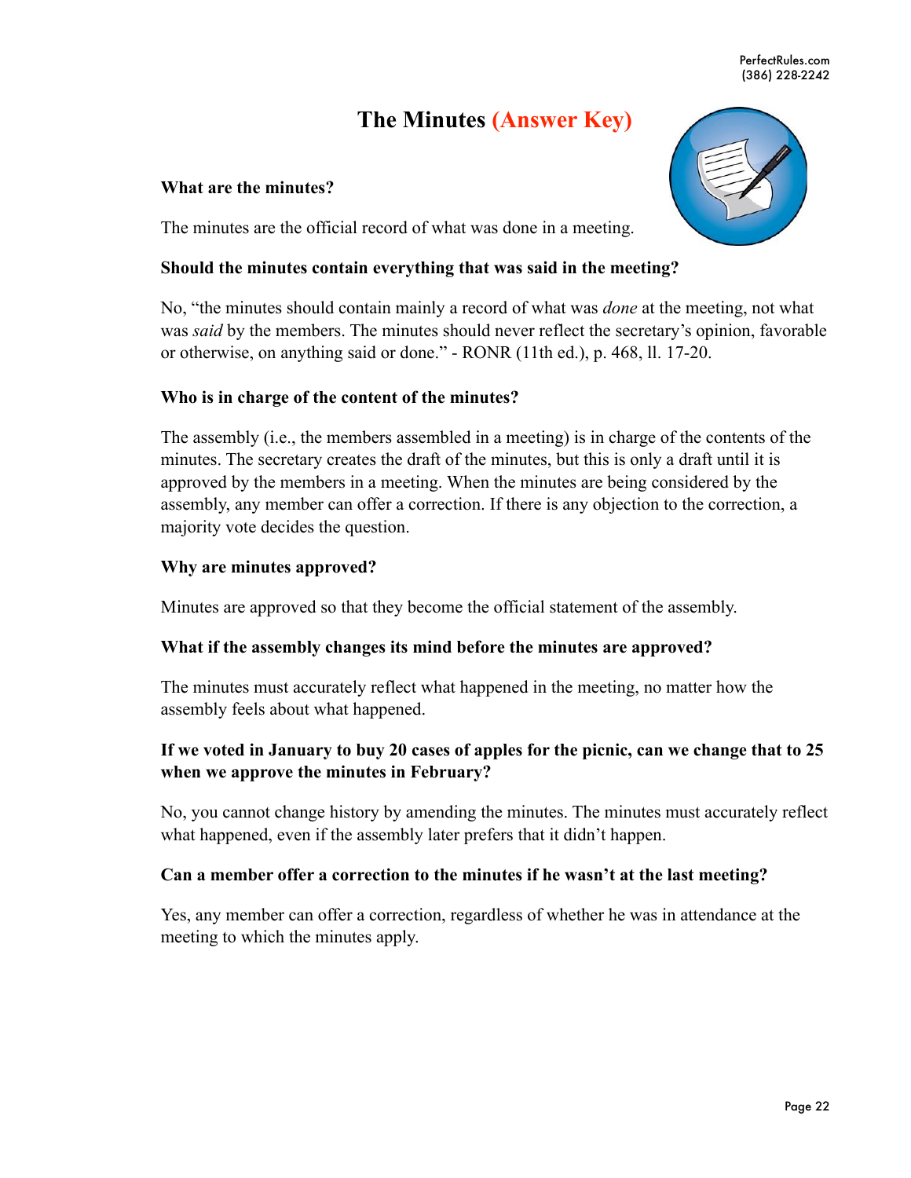# The Minutes (Answer Key)

**What are the minutes?**

The minutes are the official record of what was done in a meeting.

**Should the minutes contain everything that was said in the meeting?**

No, "the minutes should contain mainly a record of what was *done* at the meeting, not what was *said* by the members. The minutes should never reflect the secretary's opinion, favorable or otherwise, on anything said or done." - RONR (11th ed.), p. 468, ll. 17-20.

**Who is in charge of the content of the minutes?**

The assembly (i.e., the members assembled in a meeting) is in charge of the contents of the minutes. The secretary creates the draft of the minutes, but this is only a draft until it is approved by the members in a meeting. When the minutes are being considered by the assembly, any member can offer a correction. If there is any objection to the correction, a majority vote decides the question.

**Why are minutes approved?**

Minutes are approved so that they become the official statement of the assembly.

**What if the assembly changes its mind before the minutes are approved?**

The minutes must accurately reflect what happened in the meeting, no matter how the assembly feels about what happened.

**If we voted in January to buy 20 cases of apples for the picnic, can we change that to 25 when we approve the minutes in February?**

No, you cannot change history by amending the minutes. The minutes must accurately reflect what happened, even if the assembly later prefers that it didn't happen.

**Can a member offer a correction to the minutes if he wasn't at the last meeting?**

Yes, any member can offer a correction, regardless of whether he was in attendance at the meeting to which the minutes apply.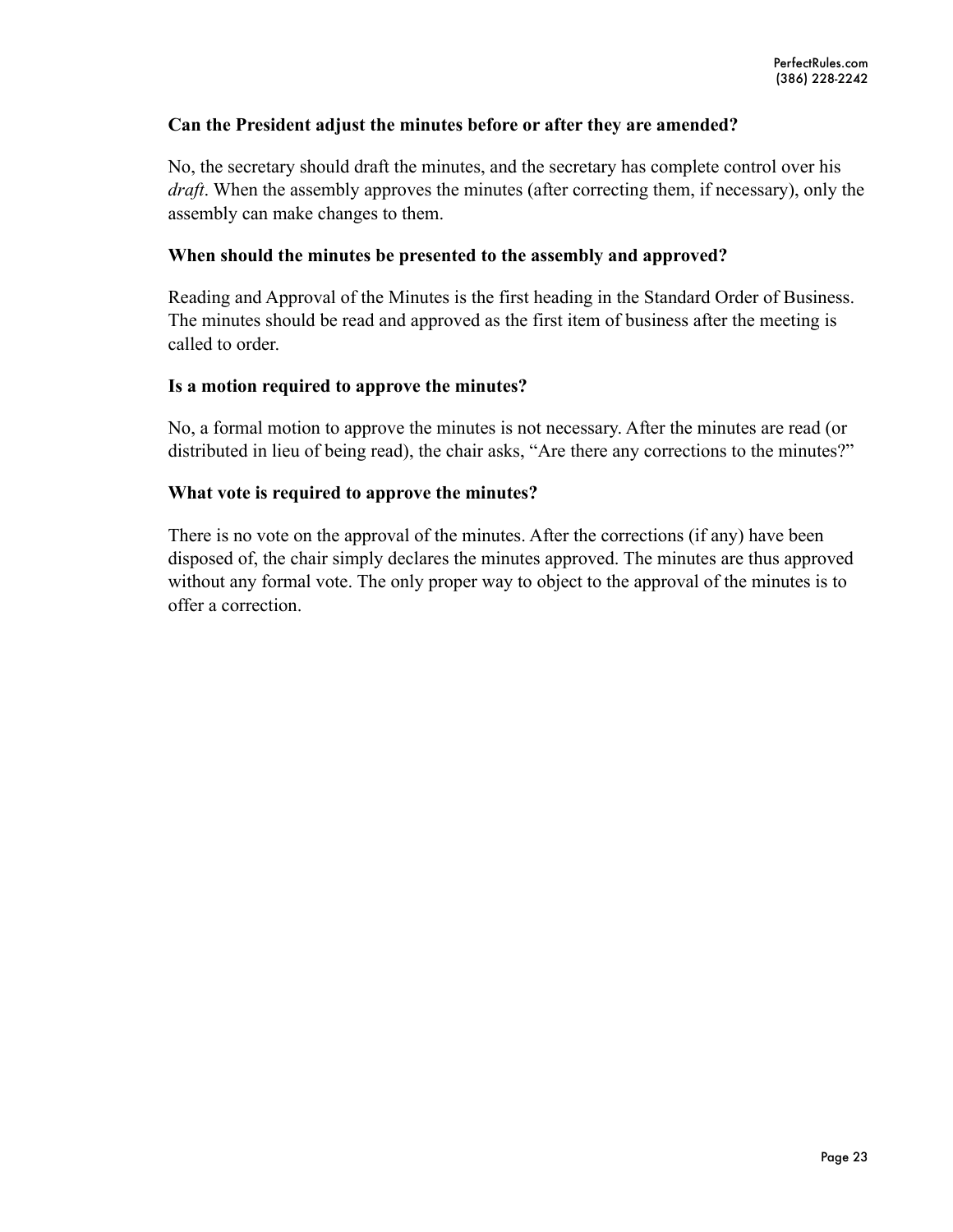**Can the President adjust the minutes before or after they are amended?**

No, the secretary should draft the minutes, and the secretary has complete control over his *draft*. When the assembly approves the minutes (after correcting them, if necessary), only the assembly can make changes to them.

**When should the minutes be presented to the assembly and approved?**

Reading and Approval of the Minutes is the first heading in the Standard Order of Business. The minutes should be read and approved as the first item of business after the meeting is called to order.

**Is a motion required to approve the minutes?**

No, a formal motion to approve the minutes is not necessary. After the minutes are read (or distributed in lieu of being read), the chair asks, "Are there any corrections to the minutes?"

**What vote is required to approve the minutes?**

There is no vote on the approval of the minutes. After the corrections (if any) have been disposed of, the chair simply declares the minutes approved. The minutes are thus approved without any formal vote. The only proper way to object to the approval of the minutes is to offer a correction.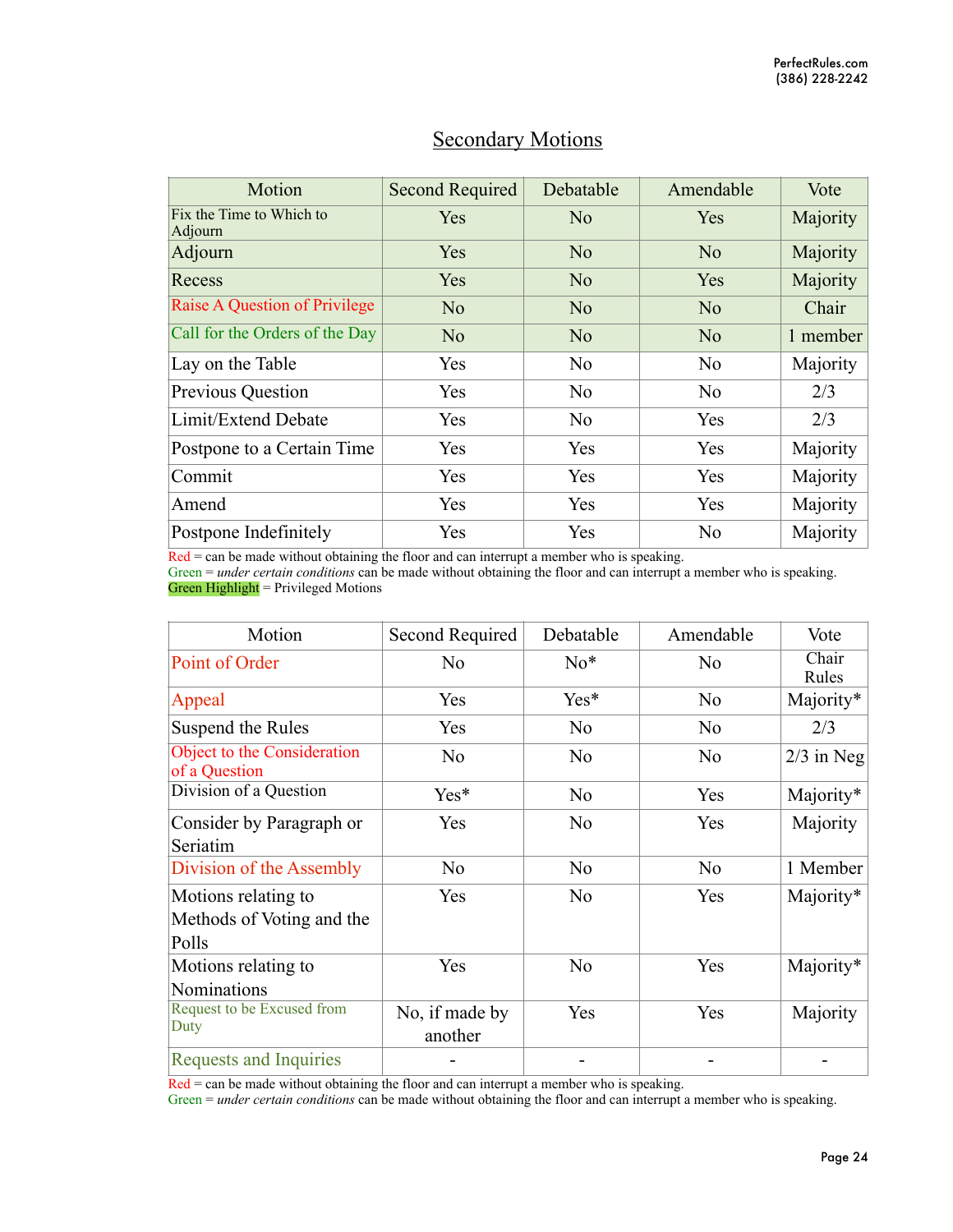## Secondary Motions

| Motion | Second Required | Debatable | Amendable | Vote |
|---|---|---|---|---|
| Fix the Time to Which to Adjourn | Yes | No | Yes | Majority |
| Adjourn | Yes | No | No | Majority |
| Recess | Yes | No | Yes | Majority |
| Raise A Question of Privilege | No | No | No | Chair |
| Call for the Orders of the Day | No | No | No | 1 member |
| Lay on the Table | Yes | No | No | Majority |
| Previous Question | Yes | No | No | 2/3 |
| Limit/Extend Debate | Yes | No | Yes | 2/3 |
| Postpone to a Certain Time | Yes | Yes | Yes | Majority |
| Commit | Yes | Yes | Yes | Majority |
| Amend | Yes | Yes | Yes | Majority |
| Postpone Indefinitely | Yes | Yes | No | Majority |

Red = can be made without obtaining the floor and can interrupt a member who is speaking.
Green = *under certain conditions* can be made without obtaining the floor and can interrupt a member who is speaking.
Green Highlight = Privileged Motions

| Motion | Second Required | Debatable | Amendable | Vote |
|---|---|---|---|---|
| Point of Order | No | No* | No | Chair Rules |
| Appeal | Yes | Yes* | No | Majority* |
| Suspend the Rules | Yes | No | No | 2/3 |
| Object to the Consideration of a Question | No | No | No | 2/3 in Neg |
| Division of a Question | Yes* | No | Yes | Majority* |
| Consider by Paragraph or Seriatim | Yes | No | Yes | Majority |
| Division of the Assembly | No | No | No | 1 Member |
| Motions relating to Methods of Voting and the Polls | Yes | No | Yes | Majority* |
| Motions relating to Nominations | Yes | No | Yes | Majority* |
| Request to be Excused from Duty | No, if made by another | Yes | Yes | Majority |
| Requests and Inquiries | - | - | - | - |

Red = can be made without obtaining the floor and can interrupt a member who is speaking.
Green = *under certain conditions* can be made without obtaining the floor and can interrupt a member who is speaking.